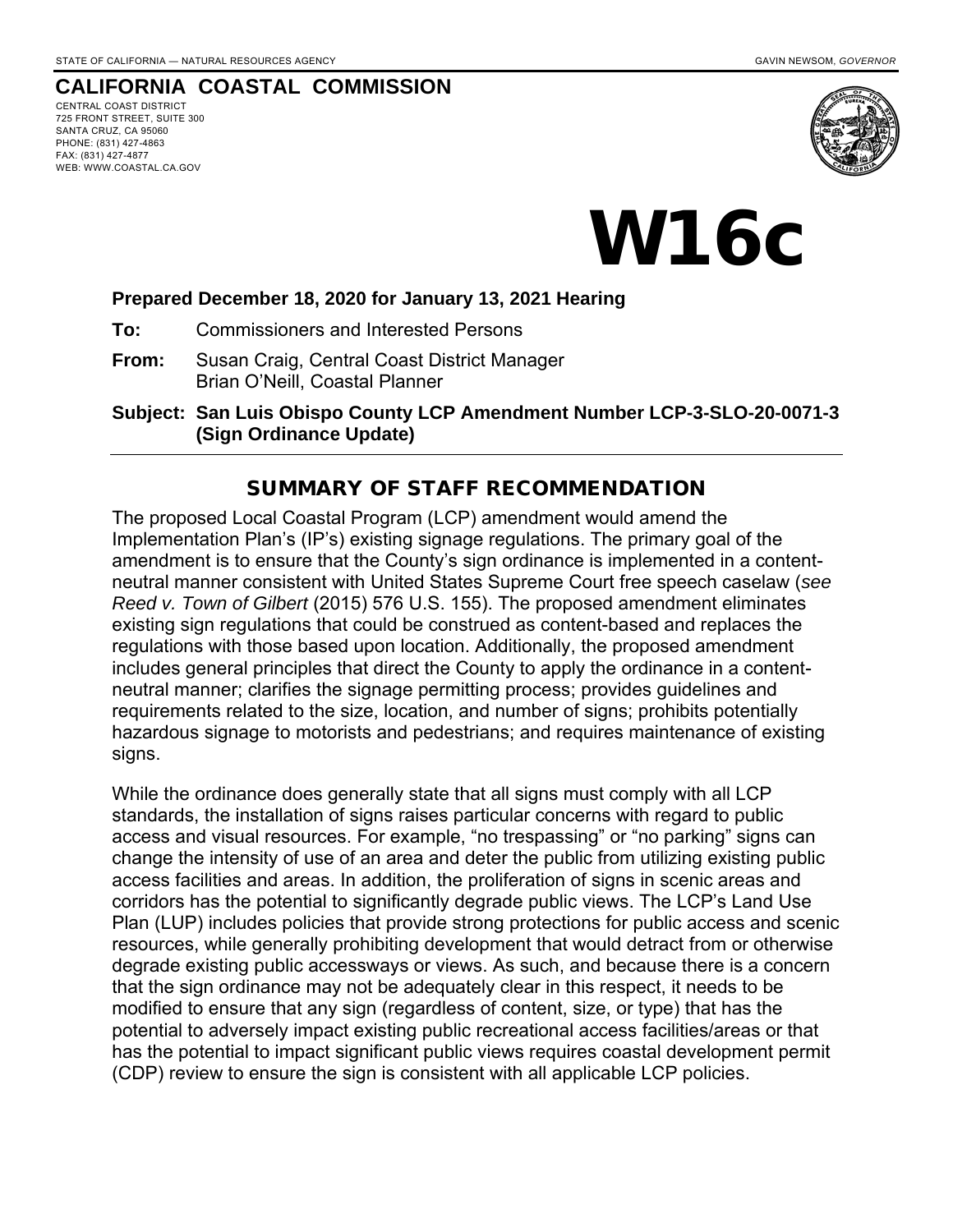STATE OF CALIFORNIA — NATURAL RESOURCES AGENCY GAVIN NEWSOM, *GOVERNOR*

# CALIFORNIA COASTAL COMMISSION

CENTRAL COAST DISTRICT
725 FRONT STREET, SUITE 300
SANTA CRUZ, CA 95060
PHONE: (831) 427-4863
FAX: (831) 427-4877
WEB: WWW.COASTAL.CA.GOV

# W16c

**Prepared December 18, 2020 for January 13, 2021 Hearing**

**To:** Commissioners and Interested Persons

**From:** Susan Craig, Central Coast District Manager
Brian O'Neill, Coastal Planner

**Subject: San Luis Obispo County LCP Amendment Number LCP-3-SLO-20-0071-3 (Sign Ordinance Update)**

## SUMMARY OF STAFF RECOMMENDATION

The proposed Local Coastal Program (LCP) amendment would amend the Implementation Plan's (IP's) existing signage regulations. The primary goal of the amendment is to ensure that the County's sign ordinance is implemented in a content-neutral manner consistent with United States Supreme Court free speech caselaw (*see Reed v. Town of Gilbert* (2015) 576 U.S. 155). The proposed amendment eliminates existing sign regulations that could be construed as content-based and replaces the regulations with those based upon location. Additionally, the proposed amendment includes general principles that direct the County to apply the ordinance in a content-neutral manner; clarifies the signage permitting process; provides guidelines and requirements related to the size, location, and number of signs; prohibits potentially hazardous signage to motorists and pedestrians; and requires maintenance of existing signs.

While the ordinance does generally state that all signs must comply with all LCP standards, the installation of signs raises particular concerns with regard to public access and visual resources. For example, "no trespassing" or "no parking" signs can change the intensity of use of an area and deter the public from utilizing existing public access facilities and areas. In addition, the proliferation of signs in scenic areas and corridors has the potential to significantly degrade public views. The LCP's Land Use Plan (LUP) includes policies that provide strong protections for public access and scenic resources, while generally prohibiting development that would detract from or otherwise degrade existing public accessways or views. As such, and because there is a concern that the sign ordinance may not be adequately clear in this respect, it needs to be modified to ensure that any sign (regardless of content, size, or type) that has the potential to adversely impact existing public recreational access facilities/areas or that has the potential to impact significant public views requires coastal development permit (CDP) review to ensure the sign is consistent with all applicable LCP policies.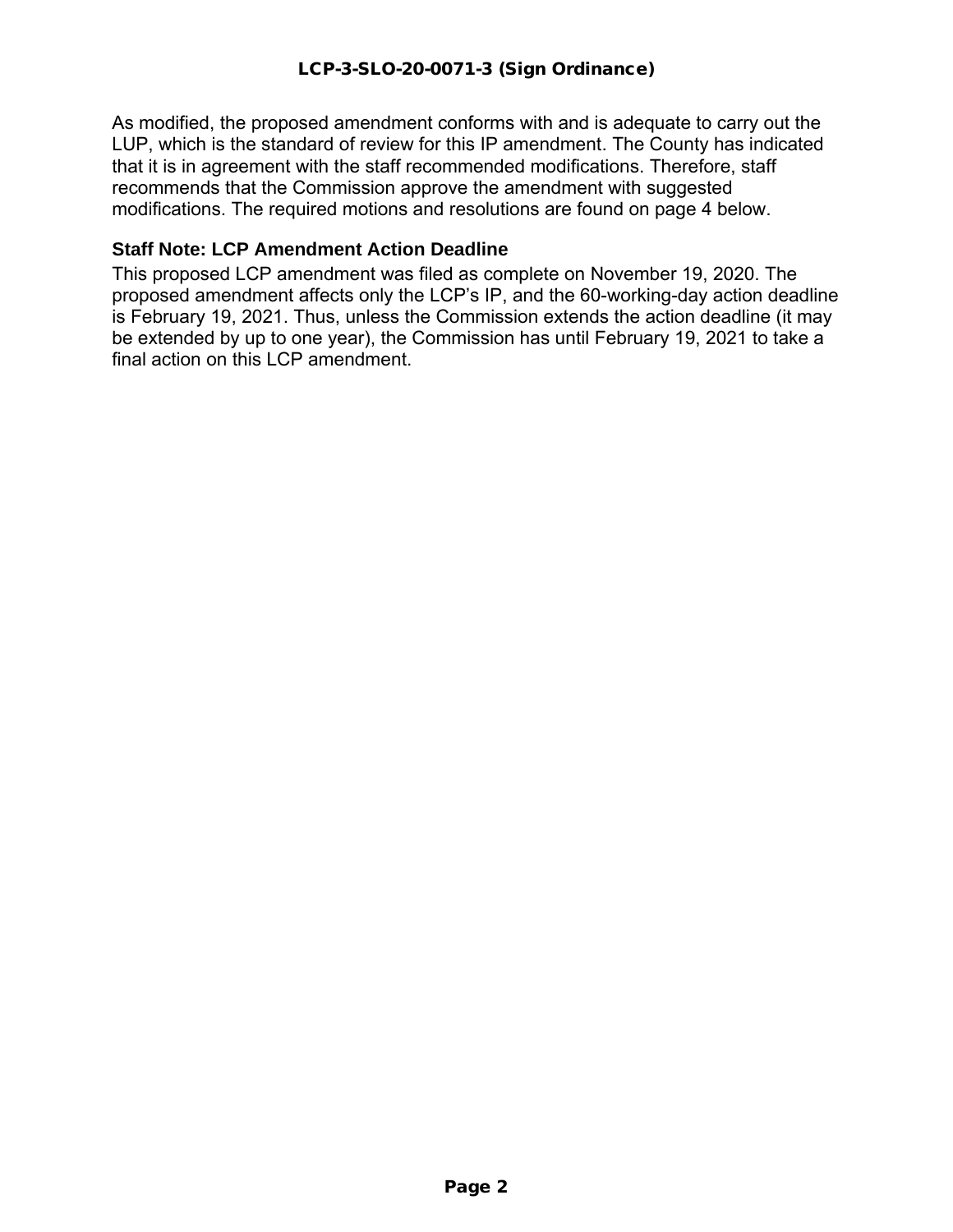As modified, the proposed amendment conforms with and is adequate to carry out the LUP, which is the standard of review for this IP amendment. The County has indicated that it is in agreement with the staff recommended modifications. Therefore, staff recommends that the Commission approve the amendment with suggested modifications. The required motions and resolutions are found on page 4 below.

**Staff Note: LCP Amendment Action Deadline**

This proposed LCP amendment was filed as complete on November 19, 2020. The proposed amendment affects only the LCP's IP, and the 60-working-day action deadline is February 19, 2021. Thus, unless the Commission extends the action deadline (it may be extended by up to one year), the Commission has until February 19, 2021 to take a final action on this LCP amendment.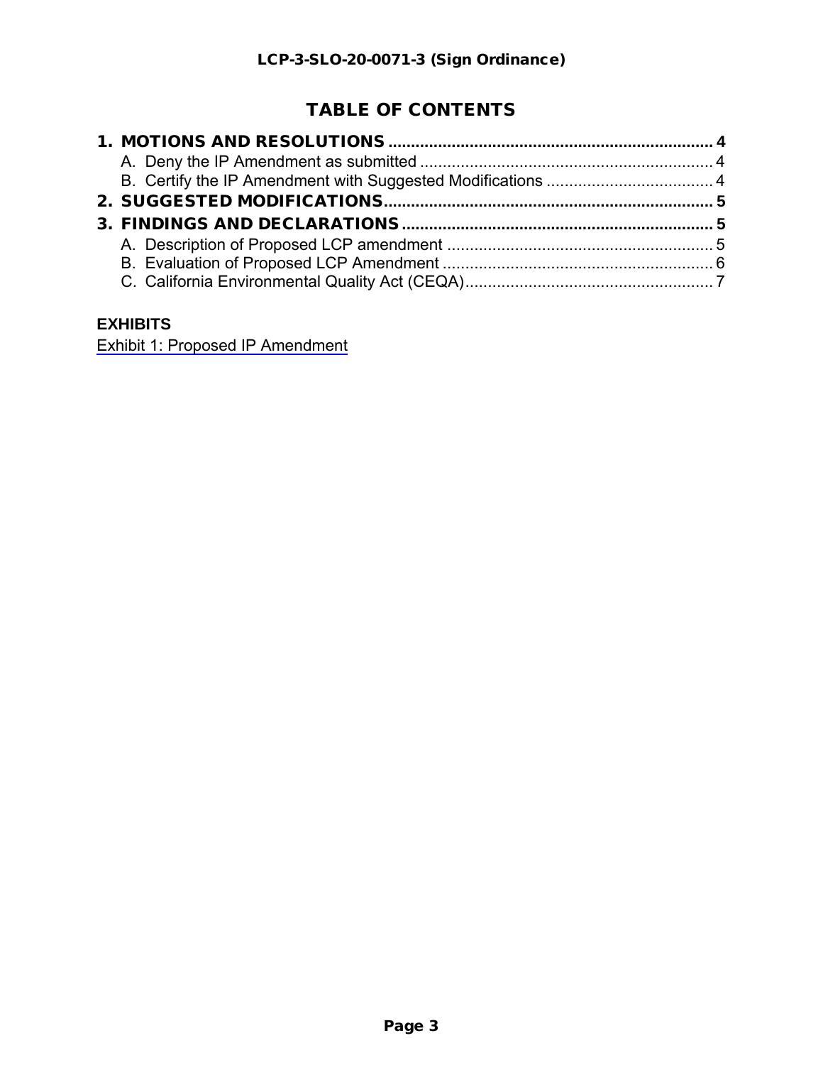# TABLE OF CONTENTS

**1. MOTIONS AND RESOLUTIONS** ........................................................................ 4
   A. Deny the IP Amendment as submitted ................................................................. 4
   B. Certify the IP Amendment with Suggested Modifications ..................................... 4

**2. SUGGESTED MODIFICATIONS** ........................................................................ 5

**3. FINDINGS AND DECLARATIONS** ..................................................................... 5
   A. Description of Proposed LCP amendment ........................................................... 5
   B. Evaluation of Proposed LCP Amendment ............................................................ 6
   C. California Environmental Quality Act (CEQA) ....................................................... 7

**EXHIBITS**

Exhibit 1: Proposed IP Amendment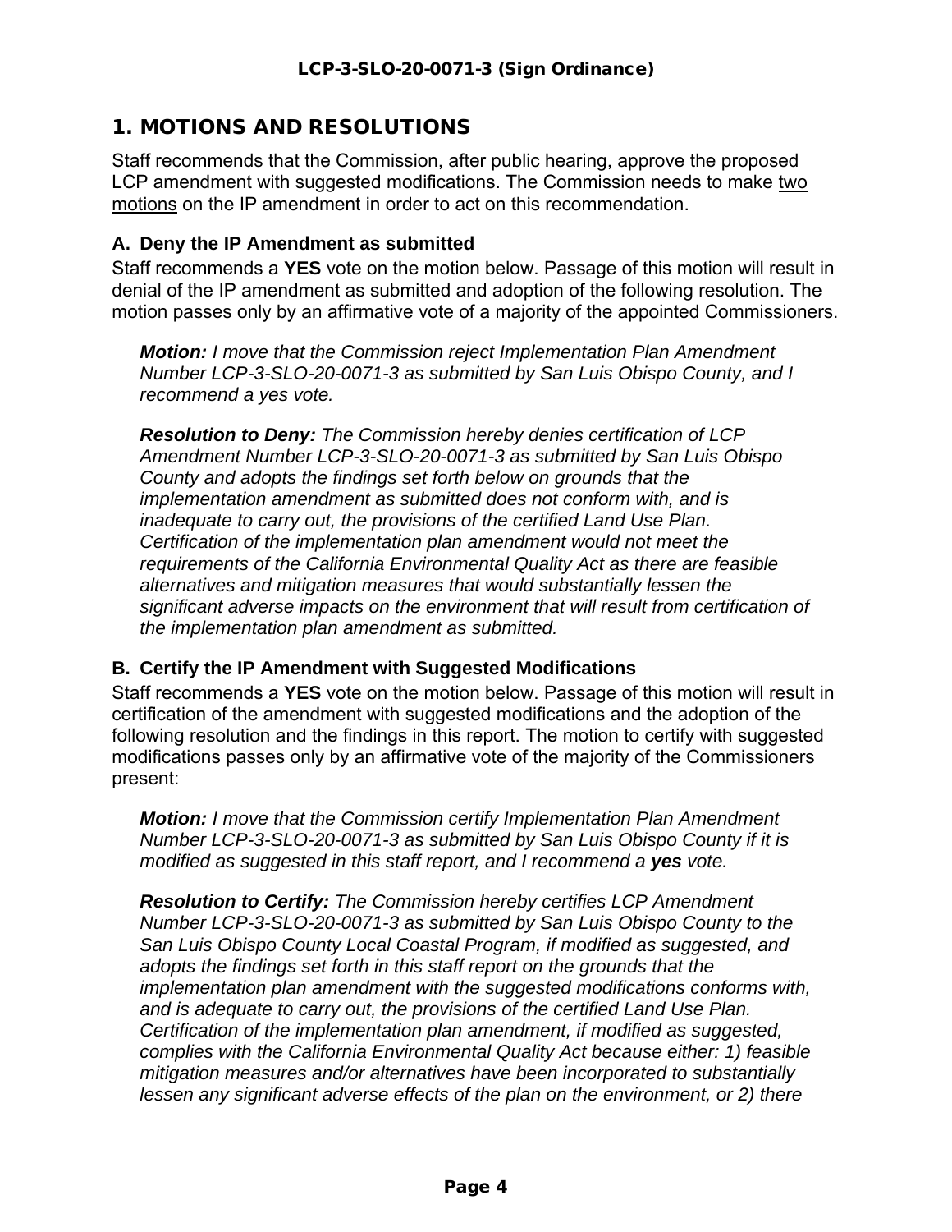# 1. MOTIONS AND RESOLUTIONS

Staff recommends that the Commission, after public hearing, approve the proposed LCP amendment with suggested modifications. The Commission needs to make <u>two motions</u> on the IP amendment in order to act on this recommendation.

### A. Deny the IP Amendment as submitted

Staff recommends a **YES** vote on the motion below. Passage of this motion will result in denial of the IP amendment as submitted and adoption of the following resolution. The motion passes only by an affirmative vote of a majority of the appointed Commissioners.

> ***Motion:*** *I move that the Commission reject Implementation Plan Amendment Number LCP-3-SLO-20-0071-3 as submitted by San Luis Obispo County, and I recommend a yes vote.*
>
> ***Resolution to Deny:*** *The Commission hereby denies certification of LCP Amendment Number LCP-3-SLO-20-0071-3 as submitted by San Luis Obispo County and adopts the findings set forth below on grounds that the implementation amendment as submitted does not conform with, and is inadequate to carry out, the provisions of the certified Land Use Plan. Certification of the implementation plan amendment would not meet the requirements of the California Environmental Quality Act as there are feasible alternatives and mitigation measures that would substantially lessen the significant adverse impacts on the environment that will result from certification of the implementation plan amendment as submitted.*

### B. Certify the IP Amendment with Suggested Modifications

Staff recommends a **YES** vote on the motion below. Passage of this motion will result in certification of the amendment with suggested modifications and the adoption of the following resolution and the findings in this report. The motion to certify with suggested modifications passes only by an affirmative vote of the majority of the Commissioners present:

> ***Motion:*** *I move that the Commission certify Implementation Plan Amendment Number LCP-3-SLO-20-0071-3 as submitted by San Luis Obispo County if it is modified as suggested in this staff report, and I recommend a* ***yes*** *vote.*
>
> ***Resolution to Certify:*** *The Commission hereby certifies LCP Amendment Number LCP-3-SLO-20-0071-3 as submitted by San Luis Obispo County to the San Luis Obispo County Local Coastal Program, if modified as suggested, and adopts the findings set forth in this staff report on the grounds that the implementation plan amendment with the suggested modifications conforms with, and is adequate to carry out, the provisions of the certified Land Use Plan. Certification of the implementation plan amendment, if modified as suggested, complies with the California Environmental Quality Act because either: 1) feasible mitigation measures and/or alternatives have been incorporated to substantially lessen any significant adverse effects of the plan on the environment, or 2) there*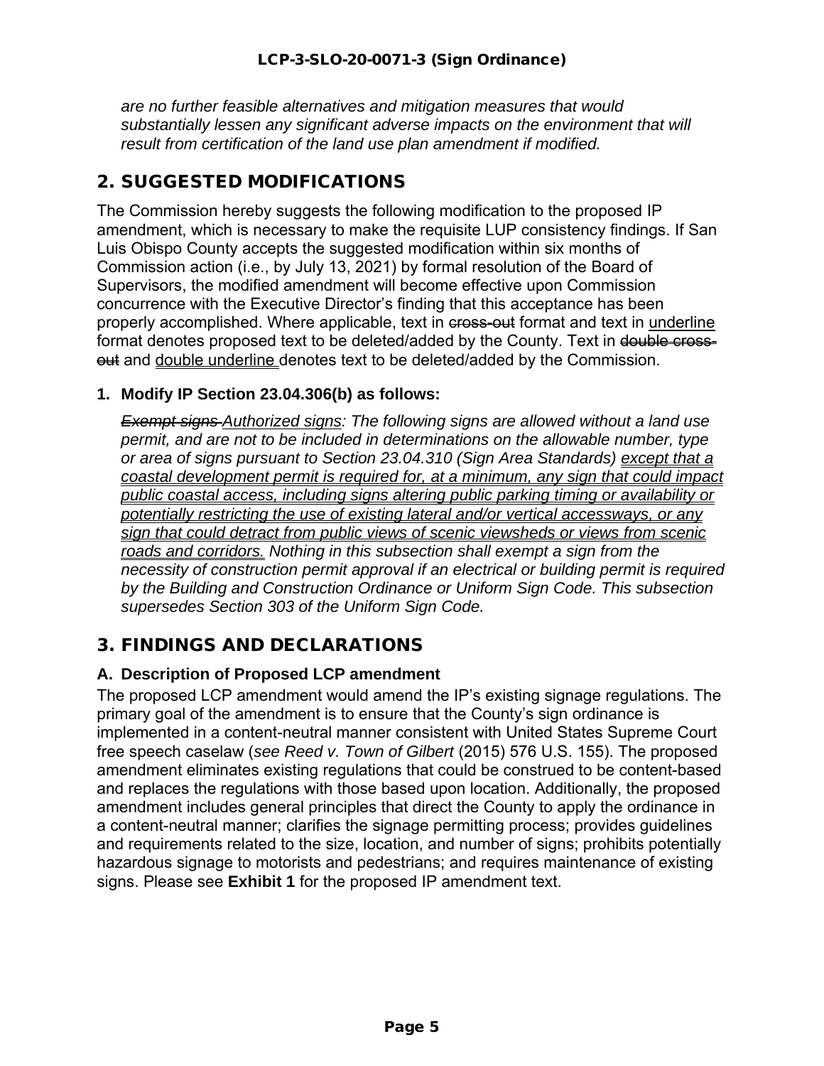*are no further feasible alternatives and mitigation measures that would substantially lessen any significant adverse impacts on the environment that will result from certification of the land use plan amendment if modified.*

## 2. SUGGESTED MODIFICATIONS

The Commission hereby suggests the following modification to the proposed IP amendment, which is necessary to make the requisite LUP consistency findings. If San Luis Obispo County accepts the suggested modification within six months of Commission action (i.e., by July 13, 2021) by formal resolution of the Board of Supervisors, the modified amendment will become effective upon Commission concurrence with the Executive Director's finding that this acceptance has been properly accomplished. Where applicable, text in ~~cross-out~~ format and text in <u>underline</u> format denotes proposed text to be deleted/added by the County. Text in ~~double cross-out~~ and <u>double underline</u> denotes text to be deleted/added by the Commission.

### 1. Modify IP Section 23.04.306(b) as follows:

*~~Exempt signs~~ <u>Authorized signs</u>: The following signs are allowed without a land use permit, and are not to be included in determinations on the allowable number, type or area of signs pursuant to Section 23.04.310 (Sign Area Standards) <u>except that a coastal development permit is required for, at a minimum, any sign that could impact public coastal access, including signs altering public parking timing or availability or potentially restricting the use of existing lateral and/or vertical accessways, or any sign that could detract from public views of scenic viewsheds or views from scenic roads and corridors.</u> Nothing in this subsection shall exempt a sign from the necessity of construction permit approval if an electrical or building permit is required by the Building and Construction Ordinance or Uniform Sign Code. This subsection supersedes Section 303 of the Uniform Sign Code.*

## 3. FINDINGS AND DECLARATIONS

### A. Description of Proposed LCP amendment

The proposed LCP amendment would amend the IP's existing signage regulations. The primary goal of the amendment is to ensure that the County's sign ordinance is implemented in a content-neutral manner consistent with United States Supreme Court free speech caselaw (*see Reed v. Town of Gilbert* (2015) 576 U.S. 155). The proposed amendment eliminates existing regulations that could be construed to be content-based and replaces the regulations with those based upon location. Additionally, the proposed amendment includes general principles that direct the County to apply the ordinance in a content-neutral manner; clarifies the signage permitting process; provides guidelines and requirements related to the size, location, and number of signs; prohibits potentially hazardous signage to motorists and pedestrians; and requires maintenance of existing signs. Please see **Exhibit 1** for the proposed IP amendment text.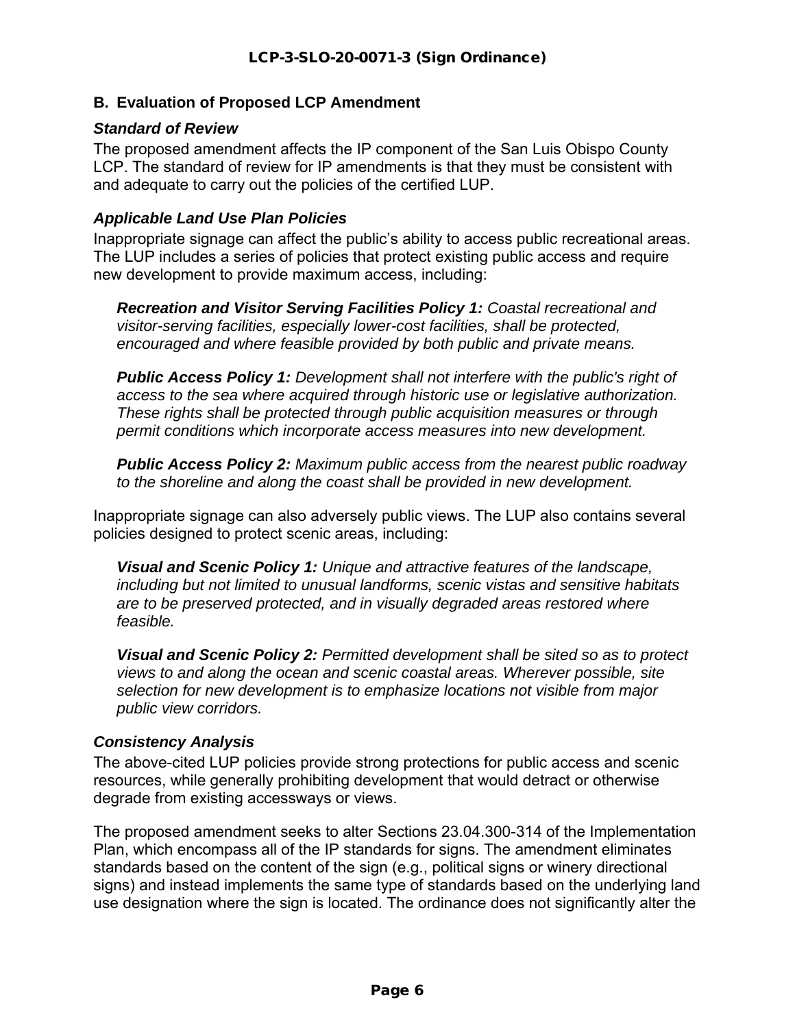## B. Evaluation of Proposed LCP Amendment

### *Standard of Review*

The proposed amendment affects the IP component of the San Luis Obispo County LCP. The standard of review for IP amendments is that they must be consistent with and adequate to carry out the policies of the certified LUP.

### *Applicable Land Use Plan Policies*

Inappropriate signage can affect the public's ability to access public recreational areas. The LUP includes a series of policies that protect existing public access and require new development to provide maximum access, including:

> ***Recreation and Visitor Serving Facilities Policy 1:*** *Coastal recreational and visitor-serving facilities, especially lower-cost facilities, shall be protected, encouraged and where feasible provided by both public and private means.*
>
> ***Public Access Policy 1:*** *Development shall not interfere with the public's right of access to the sea where acquired through historic use or legislative authorization. These rights shall be protected through public acquisition measures or through permit conditions which incorporate access measures into new development.*
>
> ***Public Access Policy 2:*** *Maximum public access from the nearest public roadway to the shoreline and along the coast shall be provided in new development.*

Inappropriate signage can also adversely public views. The LUP also contains several policies designed to protect scenic areas, including:

> ***Visual and Scenic Policy 1:*** *Unique and attractive features of the landscape, including but not limited to unusual landforms, scenic vistas and sensitive habitats are to be preserved protected, and in visually degraded areas restored where feasible.*
>
> ***Visual and Scenic Policy 2:*** *Permitted development shall be sited so as to protect views to and along the ocean and scenic coastal areas. Wherever possible, site selection for new development is to emphasize locations not visible from major public view corridors.*

### *Consistency Analysis*

The above-cited LUP policies provide strong protections for public access and scenic resources, while generally prohibiting development that would detract or otherwise degrade from existing accessways or views.

The proposed amendment seeks to alter Sections 23.04.300-314 of the Implementation Plan, which encompass all of the IP standards for signs. The amendment eliminates standards based on the content of the sign (e.g., political signs or winery directional signs) and instead implements the same type of standards based on the underlying land use designation where the sign is located. The ordinance does not significantly alter the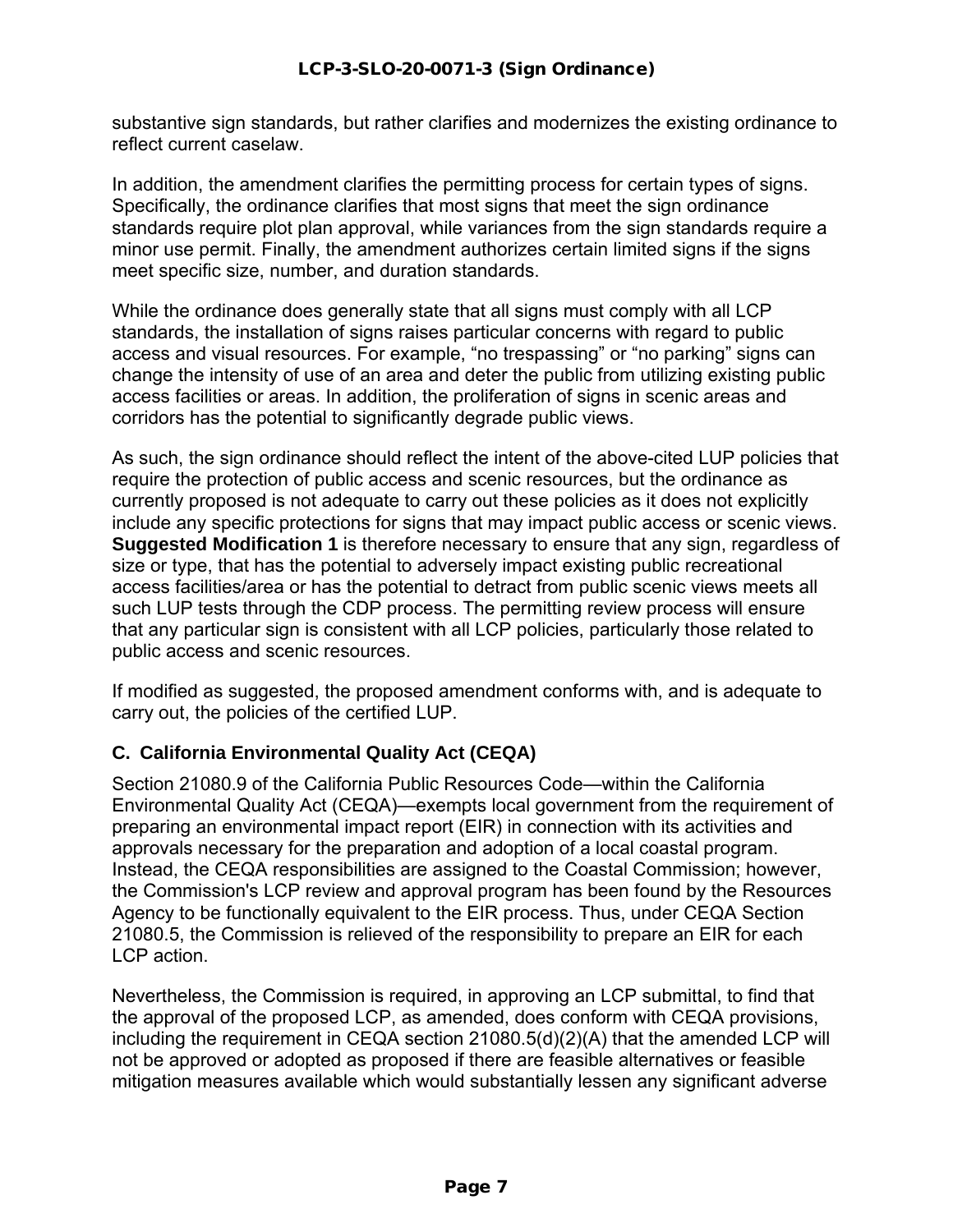substantive sign standards, but rather clarifies and modernizes the existing ordinance to reflect current caselaw.

In addition, the amendment clarifies the permitting process for certain types of signs. Specifically, the ordinance clarifies that most signs that meet the sign ordinance standards require plot plan approval, while variances from the sign standards require a minor use permit. Finally, the amendment authorizes certain limited signs if the signs meet specific size, number, and duration standards.

While the ordinance does generally state that all signs must comply with all LCP standards, the installation of signs raises particular concerns with regard to public access and visual resources. For example, "no trespassing" or "no parking" signs can change the intensity of use of an area and deter the public from utilizing existing public access facilities or areas. In addition, the proliferation of signs in scenic areas and corridors has the potential to significantly degrade public views.

As such, the sign ordinance should reflect the intent of the above-cited LUP policies that require the protection of public access and scenic resources, but the ordinance as currently proposed is not adequate to carry out these policies as it does not explicitly include any specific protections for signs that may impact public access or scenic views. **Suggested Modification 1** is therefore necessary to ensure that any sign, regardless of size or type, that has the potential to adversely impact existing public recreational access facilities/area or has the potential to detract from public scenic views meets all such LUP tests through the CDP process. The permitting review process will ensure that any particular sign is consistent with all LCP policies, particularly those related to public access and scenic resources.

If modified as suggested, the proposed amendment conforms with, and is adequate to carry out, the policies of the certified LUP.

### C. California Environmental Quality Act (CEQA)

Section 21080.9 of the California Public Resources Code—within the California Environmental Quality Act (CEQA)—exempts local government from the requirement of preparing an environmental impact report (EIR) in connection with its activities and approvals necessary for the preparation and adoption of a local coastal program. Instead, the CEQA responsibilities are assigned to the Coastal Commission; however, the Commission's LCP review and approval program has been found by the Resources Agency to be functionally equivalent to the EIR process. Thus, under CEQA Section 21080.5, the Commission is relieved of the responsibility to prepare an EIR for each LCP action.

Nevertheless, the Commission is required, in approving an LCP submittal, to find that the approval of the proposed LCP, as amended, does conform with CEQA provisions, including the requirement in CEQA section 21080.5(d)(2)(A) that the amended LCP will not be approved or adopted as proposed if there are feasible alternatives or feasible mitigation measures available which would substantially lessen any significant adverse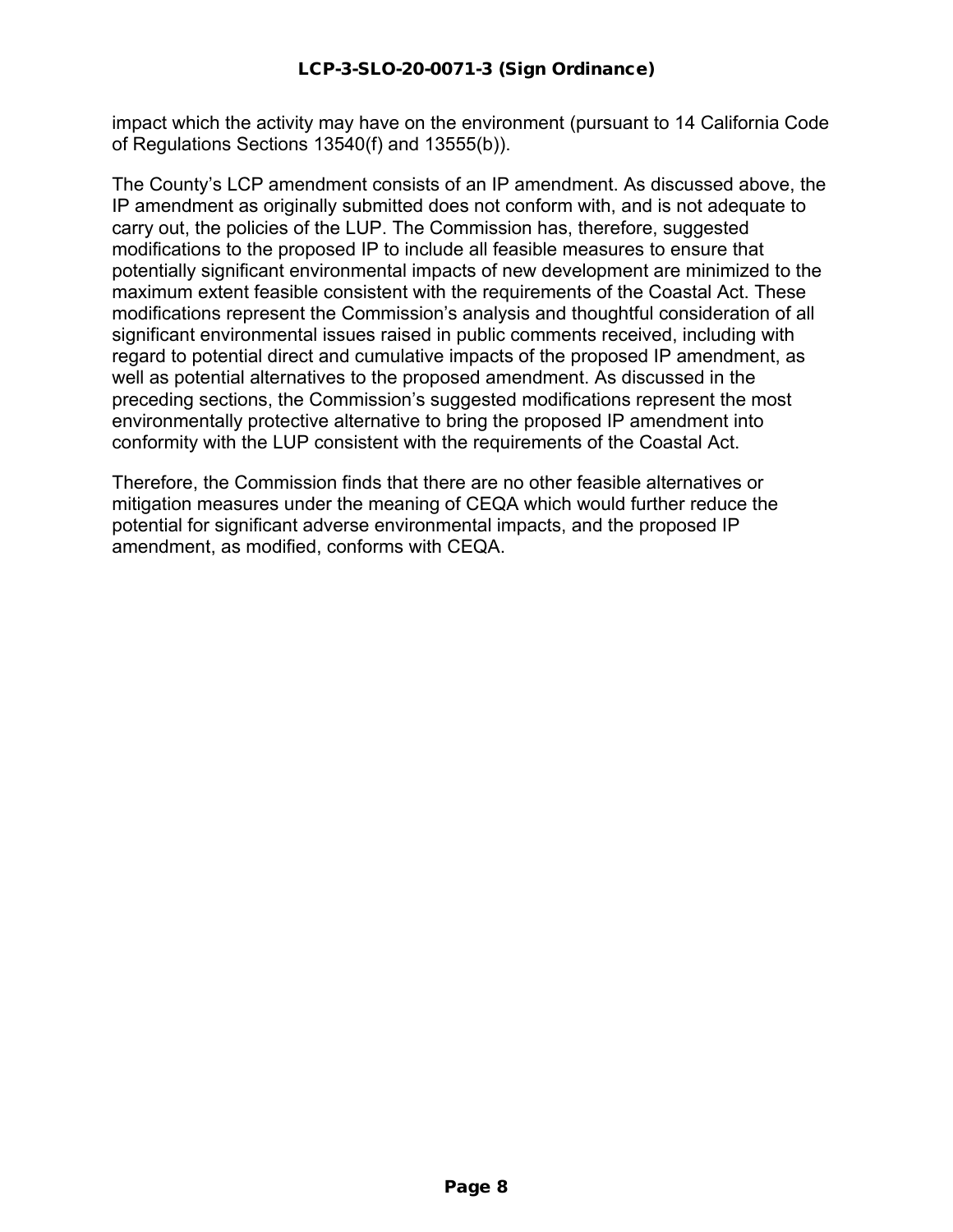impact which the activity may have on the environment (pursuant to 14 California Code of Regulations Sections 13540(f) and 13555(b)).

The County's LCP amendment consists of an IP amendment. As discussed above, the IP amendment as originally submitted does not conform with, and is not adequate to carry out, the policies of the LUP. The Commission has, therefore, suggested modifications to the proposed IP to include all feasible measures to ensure that potentially significant environmental impacts of new development are minimized to the maximum extent feasible consistent with the requirements of the Coastal Act. These modifications represent the Commission's analysis and thoughtful consideration of all significant environmental issues raised in public comments received, including with regard to potential direct and cumulative impacts of the proposed IP amendment, as well as potential alternatives to the proposed amendment. As discussed in the preceding sections, the Commission's suggested modifications represent the most environmentally protective alternative to bring the proposed IP amendment into conformity with the LUP consistent with the requirements of the Coastal Act.

Therefore, the Commission finds that there are no other feasible alternatives or mitigation measures under the meaning of CEQA which would further reduce the potential for significant adverse environmental impacts, and the proposed IP amendment, as modified, conforms with CEQA.